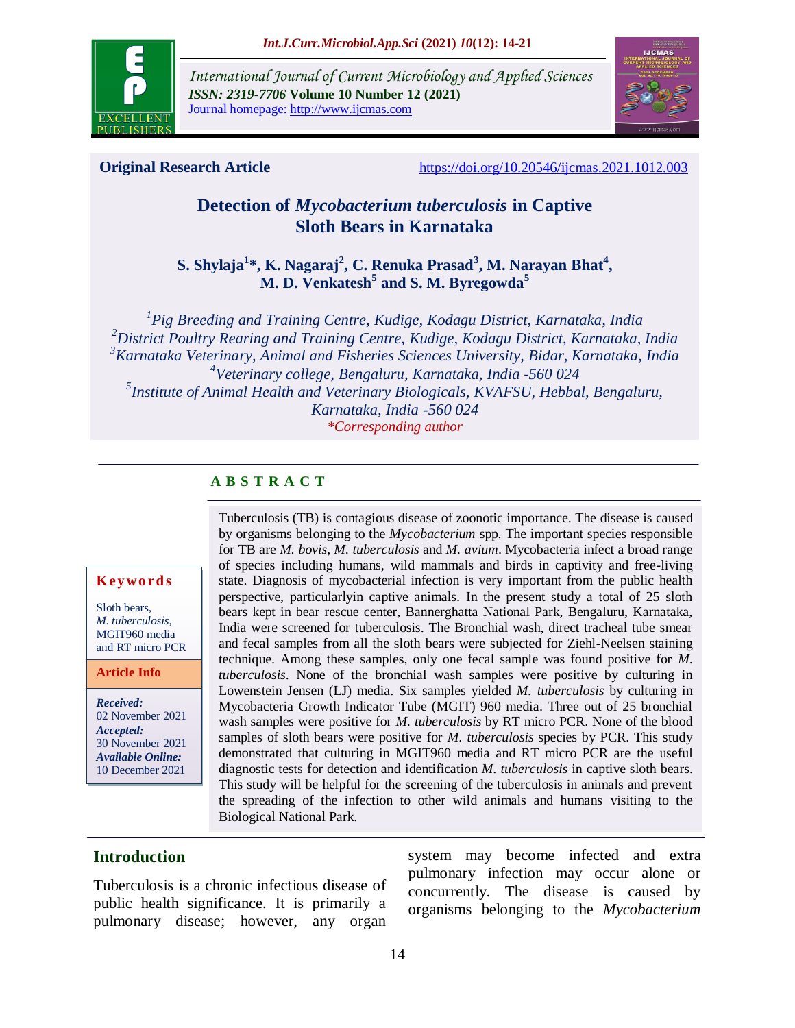International Journal of Current Microbiology and Applied Sciences
*ISSN: 2319-7706* **Volume 10 Number 12 (2021)**
Journal homepage: http://www.ijcmas.com

**Original Research Article** https://doi.org/10.20546/ijcmas.2021.1012.003

# Detection of *Mycobacterium tuberculosis* in Captive Sloth Bears in Karnataka

**S. Shylaja[1]*, K. Nagaraj[2], C. Renuka Prasad[3], M. Narayan Bhat[4], M. D. Venkatesh[5] and S. M. Byregowda[5]**

*[1]Pig Breeding and Training Centre, Kudige, Kodagu District, Karnataka, India*
*[2]District Poultry Rearing and Training Centre, Kudige, Kodagu District, Karnataka, India*
*[3]Karnataka Veterinary, Animal and Fisheries Sciences University, Bidar, Karnataka, India*
*[4]Veterinary college, Bengaluru, Karnataka, India -560 024*
*[5]Institute of Animal Health and Veterinary Biologicals, KVAFSU, Hebbal, Bengaluru, Karnataka, India -560 024*
**Corresponding author*

## ABSTRACT

**Keywords**

Sloth bears, *M. tuberculosis*, MGIT960 media and RT micro PCR

**Article Info**

***Received:*** 02 November 2021
***Accepted:*** 30 November 2021
***Available Online:*** 10 December 2021

Tuberculosis (TB) is contagious disease of zoonotic importance. The disease is caused by organisms belonging to the *Mycobacterium* spp. The important species responsible for TB are *M. bovis*, *M. tuberculosis* and *M. avium*. Mycobacteria infect a broad range of species including humans, wild mammals and birds in captivity and free-living state. Diagnosis of mycobacterial infection is very important from the public health perspective, particularlyin captive animals. In the present study a total of 25 sloth bears kept in bear rescue center, Bannerghatta National Park, Bengaluru, Karnataka, India were screened for tuberculosis. The Bronchial wash, direct tracheal tube smear and fecal samples from all the sloth bears were subjected for Ziehl-Neelsen staining technique. Among these samples, only one fecal sample was found positive for *M. tuberculosis*. None of the bronchial wash samples were positive by culturing in Lowenstein Jensen (LJ) media. Six samples yielded *M. tuberculosis* by culturing in Mycobacteria Growth Indicator Tube (MGIT) 960 media. Three out of 25 bronchial wash samples were positive for *M. tuberculosis* by RT micro PCR. None of the blood samples of sloth bears were positive for *M. tuberculosis* species by PCR. This study demonstrated that culturing in MGIT960 media and RT micro PCR are the useful diagnostic tests for detection and identification *M. tuberculosis* in captive sloth bears. This study will be helpful for the screening of the tuberculosis in animals and prevent the spreading of the infection to other wild animals and humans visiting to the Biological National Park.

## Introduction

Tuberculosis is a chronic infectious disease of public health significance. It is primarily a pulmonary disease; however, any organ system may become infected and extra pulmonary infection may occur alone or concurrently. The disease is caused by organisms belonging to the *Mycobacterium*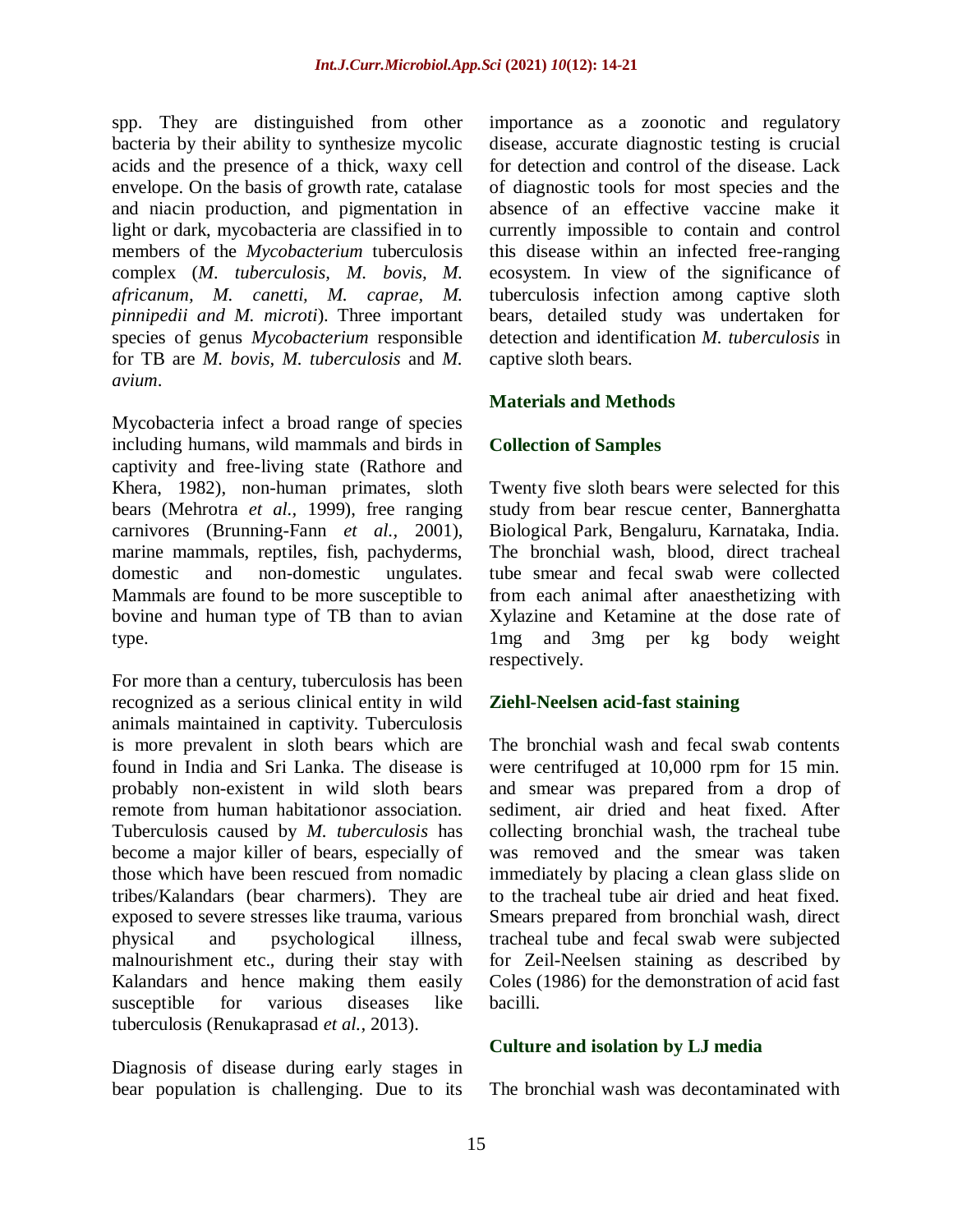spp. They are distinguished from other bacteria by their ability to synthesize mycolic acids and the presence of a thick, waxy cell envelope. On the basis of growth rate, catalase and niacin production, and pigmentation in light or dark, mycobacteria are classified in to members of the *Mycobacterium* tuberculosis complex (*M. tuberculosis, M. bovis, M. africanum, M. canetti, M. caprae, M. pinnipedii and M. microti*). Three important species of genus *Mycobacterium* responsible for TB are *M. bovis, M. tuberculosis* and *M. avium*.

Mycobacteria infect a broad range of species including humans, wild mammals and birds in captivity and free-living state (Rathore and Khera, 1982), non-human primates, sloth bears (Mehrotra *et al.,* 1999), free ranging carnivores (Brunning-Fann *et al.,* 2001), marine mammals, reptiles, fish, pachyderms, domestic and non-domestic ungulates. Mammals are found to be more susceptible to bovine and human type of TB than to avian type.

For more than a century, tuberculosis has been recognized as a serious clinical entity in wild animals maintained in captivity. Tuberculosis is more prevalent in sloth bears which are found in India and Sri Lanka. The disease is probably non-existent in wild sloth bears remote from human habitationor association. Tuberculosis caused by *M. tuberculosis* has become a major killer of bears, especially of those which have been rescued from nomadic tribes/Kalandars (bear charmers). They are exposed to severe stresses like trauma, various physical and psychological illness, malnourishment etc., during their stay with Kalandars and hence making them easily susceptible for various diseases like tuberculosis (Renukaprasad *et al.,* 2013).

Diagnosis of disease during early stages in bear population is challenging. Due to its importance as a zoonotic and regulatory disease, accurate diagnostic testing is crucial for detection and control of the disease. Lack of diagnostic tools for most species and the absence of an effective vaccine make it currently impossible to contain and control this disease within an infected free-ranging ecosystem. In view of the significance of tuberculosis infection among captive sloth bears, detailed study was undertaken for detection and identification *M. tuberculosis* in captive sloth bears.

## Materials and Methods

### Collection of Samples

Twenty five sloth bears were selected for this study from bear rescue center, Bannerghatta Biological Park, Bengaluru, Karnataka, India. The bronchial wash, blood, direct tracheal tube smear and fecal swab were collected from each animal after anaesthetizing with Xylazine and Ketamine at the dose rate of 1mg and 3mg per kg body weight respectively.

### Ziehl-Neelsen acid-fast staining

The bronchial wash and fecal swab contents were centrifuged at 10,000 rpm for 15 min. and smear was prepared from a drop of sediment, air dried and heat fixed. After collecting bronchial wash, the tracheal tube was removed and the smear was taken immediately by placing a clean glass slide on to the tracheal tube air dried and heat fixed. Smears prepared from bronchial wash, direct tracheal tube and fecal swab were subjected for Zeil-Neelsen staining as described by Coles (1986) for the demonstration of acid fast bacilli.

### Culture and isolation by LJ media

The bronchial wash was decontaminated with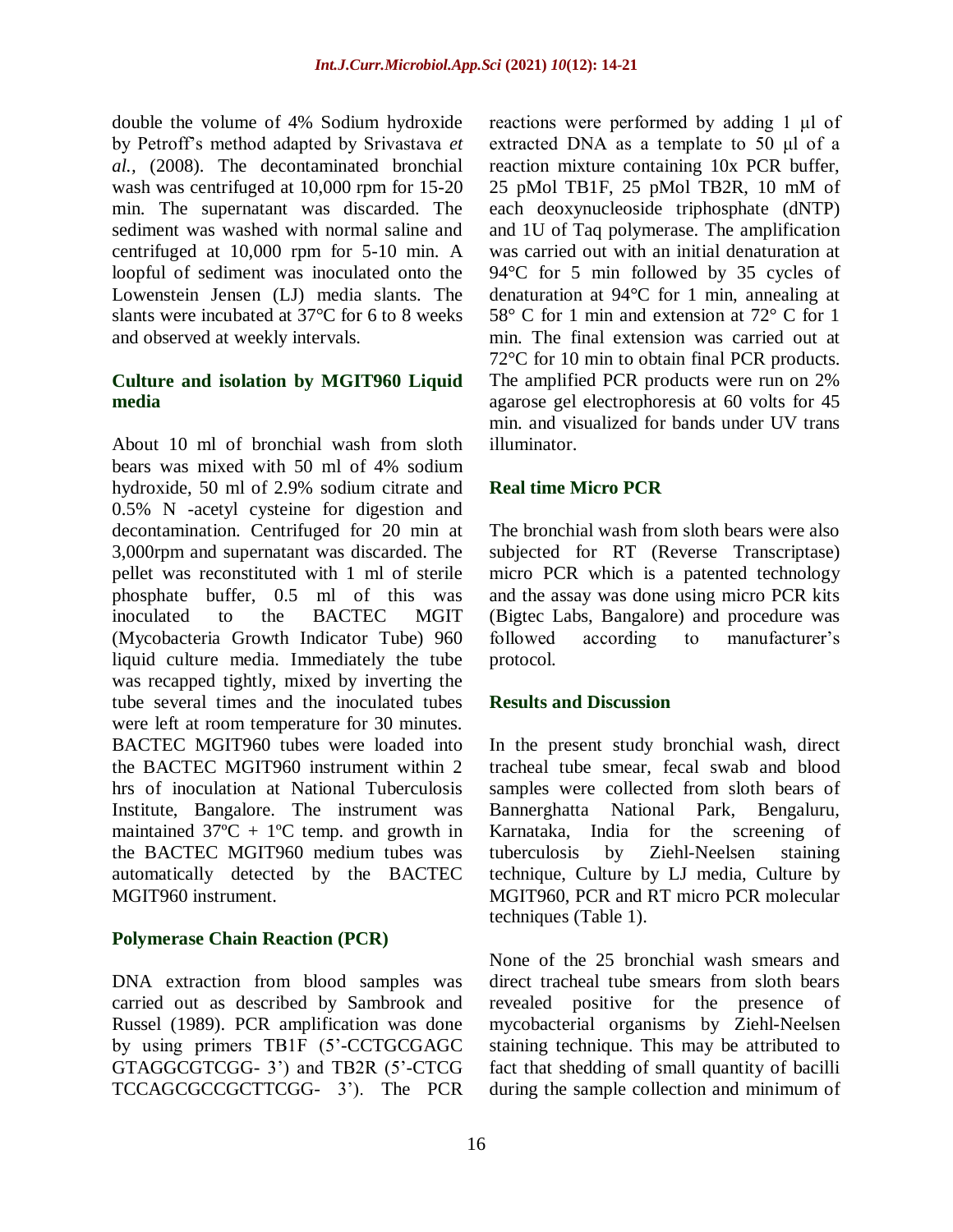double the volume of 4% Sodium hydroxide by Petroff's method adapted by Srivastava *et al.,* (2008). The decontaminated bronchial wash was centrifuged at 10,000 rpm for 15-20 min. The supernatant was discarded. The sediment was washed with normal saline and centrifuged at 10,000 rpm for 5-10 min. A loopful of sediment was inoculated onto the Lowenstein Jensen (LJ) media slants. The slants were incubated at 37°C for 6 to 8 weeks and observed at weekly intervals.

### Culture and isolation by MGIT960 Liquid media

About 10 ml of bronchial wash from sloth bears was mixed with 50 ml of 4% sodium hydroxide, 50 ml of 2.9% sodium citrate and 0.5% N -acetyl cysteine for digestion and decontamination. Centrifuged for 20 min at 3,000rpm and supernatant was discarded. The pellet was reconstituted with 1 ml of sterile phosphate buffer, 0.5 ml of this was inoculated to the BACTEC MGIT (Mycobacteria Growth Indicator Tube) 960 liquid culture media. Immediately the tube was recapped tightly, mixed by inverting the tube several times and the inoculated tubes were left at room temperature for 30 minutes. BACTEC MGIT960 tubes were loaded into the BACTEC MGIT960 instrument within 2 hrs of inoculation at National Tuberculosis Institute, Bangalore. The instrument was maintained 37ºC + 1ºC temp. and growth in the BACTEC MGIT960 medium tubes was automatically detected by the BACTEC MGIT960 instrument.

### Polymerase Chain Reaction (PCR)

DNA extraction from blood samples was carried out as described by Sambrook and Russel (1989). PCR amplification was done by using primers TB1F (5'-CCTGCGAGC GTAGGCGTCGG- 3') and TB2R (5'-CTCG TCCAGCGCCGCTTCGG- 3'). The PCR reactions were performed by adding 1 μl of extracted DNA as a template to 50 μl of a reaction mixture containing 10x PCR buffer, 25 pMol TB1F, 25 pMol TB2R, 10 mM of each deoxynucleoside triphosphate (dNTP) and 1U of Taq polymerase. The amplification was carried out with an initial denaturation at 94°C for 5 min followed by 35 cycles of denaturation at 94°C for 1 min, annealing at 58° C for 1 min and extension at 72° C for 1 min. The final extension was carried out at 72°C for 10 min to obtain final PCR products. The amplified PCR products were run on 2% agarose gel electrophoresis at 60 volts for 45 min. and visualized for bands under UV trans illuminator.

### Real time Micro PCR

The bronchial wash from sloth bears were also subjected for RT (Reverse Transcriptase) micro PCR which is a patented technology and the assay was done using micro PCR kits (Bigtec Labs, Bangalore) and procedure was followed according to manufacturer's protocol.

## Results and Discussion

In the present study bronchial wash, direct tracheal tube smear, fecal swab and blood samples were collected from sloth bears of Bannerghatta National Park, Bengaluru, Karnataka, India for the screening of tuberculosis by Ziehl-Neelsen staining technique, Culture by LJ media, Culture by MGIT960, PCR and RT micro PCR molecular techniques (Table 1).

None of the 25 bronchial wash smears and direct tracheal tube smears from sloth bears revealed positive for the presence of mycobacterial organisms by Ziehl-Neelsen staining technique. This may be attributed to fact that shedding of small quantity of bacilli during the sample collection and minimum of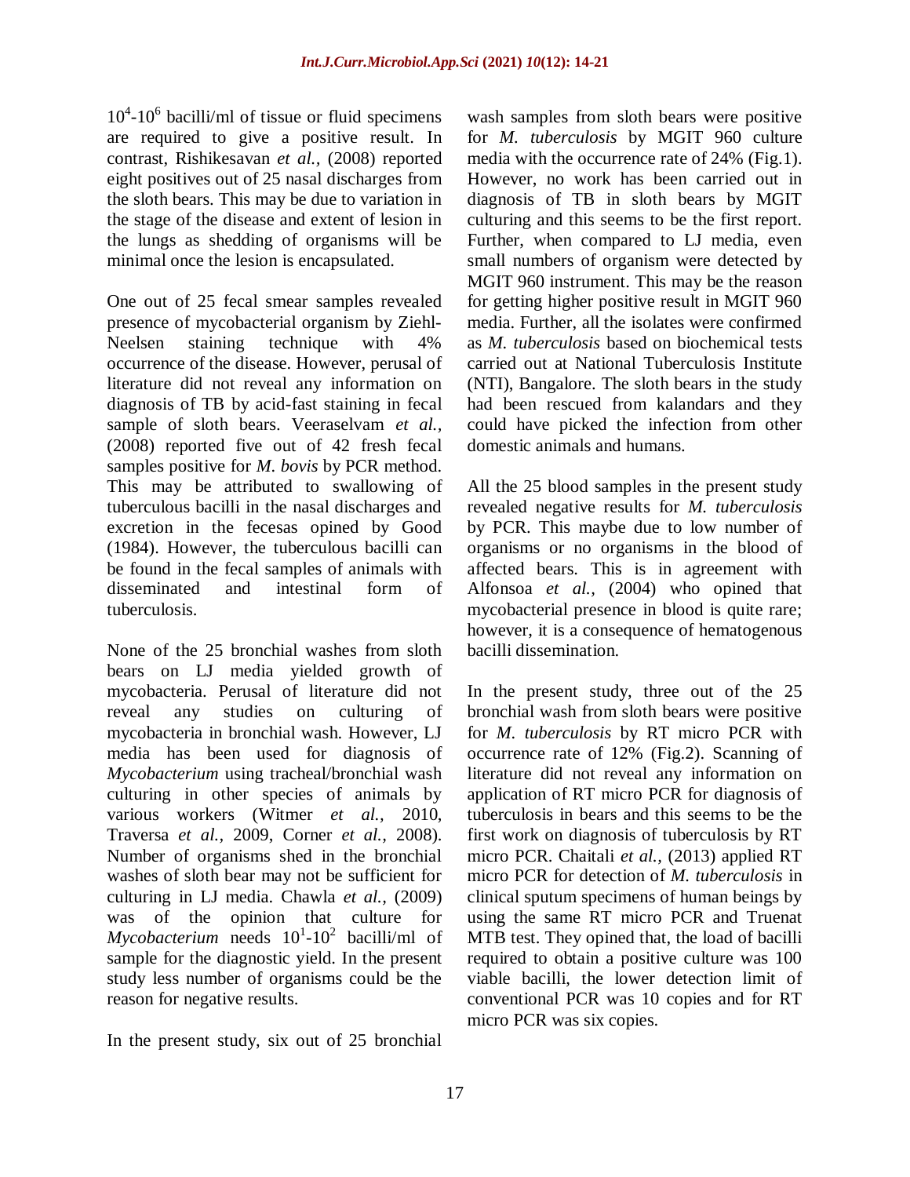$10^4$-$10^6$ bacilli/ml of tissue or fluid specimens are required to give a positive result. In contrast, Rishikesavan *et al.,* (2008) reported eight positives out of 25 nasal discharges from the sloth bears. This may be due to variation in the stage of the disease and extent of lesion in the lungs as shedding of organisms will be minimal once the lesion is encapsulated.

One out of 25 fecal smear samples revealed presence of mycobacterial organism by Ziehl-Neelsen staining technique with 4% occurrence of the disease. However, perusal of literature did not reveal any information on diagnosis of TB by acid-fast staining in fecal sample of sloth bears. Veeraselvam *et al.,* (2008) reported five out of 42 fresh fecal samples positive for *M. bovis* by PCR method. This may be attributed to swallowing of tuberculous bacilli in the nasal discharges and excretion in the fecesas opined by Good (1984). However, the tuberculous bacilli can be found in the fecal samples of animals with disseminated and intestinal form of tuberculosis.

None of the 25 bronchial washes from sloth bears on LJ media yielded growth of mycobacteria. Perusal of literature did not reveal any studies on culturing of mycobacteria in bronchial wash. However, LJ media has been used for diagnosis of *Mycobacterium* using tracheal/bronchial wash culturing in other species of animals by various workers (Witmer *et al.,* 2010, Traversa *et al.,* 2009, Corner *et al.,* 2008). Number of organisms shed in the bronchial washes of sloth bear may not be sufficient for culturing in LJ media. Chawla *et al.,* (2009) was of the opinion that culture for *Mycobacterium* needs $10^1$-$10^2$ bacilli/ml of sample for the diagnostic yield. In the present study less number of organisms could be the reason for negative results.

In the present study, six out of 25 bronchial wash samples from sloth bears were positive for *M. tuberculosis* by MGIT 960 culture media with the occurrence rate of 24% (Fig.1). However, no work has been carried out in diagnosis of TB in sloth bears by MGIT culturing and this seems to be the first report. Further, when compared to LJ media, even small numbers of organism were detected by MGIT 960 instrument. This may be the reason for getting higher positive result in MGIT 960 media. Further, all the isolates were confirmed as *M. tuberculosis* based on biochemical tests carried out at National Tuberculosis Institute (NTI), Bangalore. The sloth bears in the study had been rescued from kalandars and they could have picked the infection from other domestic animals and humans.

All the 25 blood samples in the present study revealed negative results for *M. tuberculosis* by PCR. This maybe due to low number of organisms or no organisms in the blood of affected bears. This is in agreement with Alfonsoa *et al.,* (2004) who opined that mycobacterial presence in blood is quite rare; however, it is a consequence of hematogenous bacilli dissemination.

In the present study, three out of the 25 bronchial wash from sloth bears were positive for *M. tuberculosis* by RT micro PCR with occurrence rate of 12% (Fig.2). Scanning of literature did not reveal any information on application of RT micro PCR for diagnosis of tuberculosis in bears and this seems to be the first work on diagnosis of tuberculosis by RT micro PCR. Chaitali *et al.,* (2013) applied RT micro PCR for detection of *M. tuberculosis* in clinical sputum specimens of human beings by using the same RT micro PCR and Truenat MTB test. They opined that, the load of bacilli required to obtain a positive culture was 100 viable bacilli, the lower detection limit of conventional PCR was 10 copies and for RT micro PCR was six copies.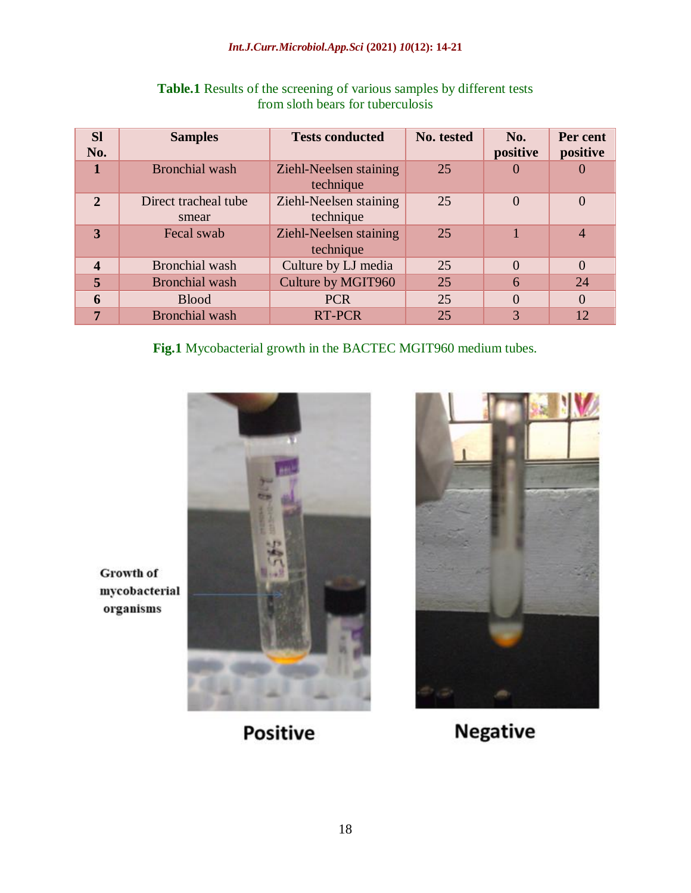**Table.1** Results of the screening of various samples by different tests from sloth bears for tuberculosis

| Sl No. | Samples | Tests conducted | No. tested | No. positive | Per cent positive |
|---|---|---|---|---|---|
| **1** | Bronchial wash | Ziehl-Neelsen staining technique | 25 | 0 | 0 |
| **2** | Direct tracheal tube smear | Ziehl-Neelsen staining technique | 25 | 0 | 0 |
| **3** | Fecal swab | Ziehl-Neelsen staining technique | 25 | 1 | 4 |
| **4** | Bronchial wash | Culture by LJ media | 25 | 0 | 0 |
| **5** | Bronchial wash | Culture by MGIT960 | 25 | 6 | 24 |
| **6** | Blood | PCR | 25 | 0 | 0 |
| **7** | Bronchial wash | RT-PCR | 25 | 3 | 12 |

**Fig.1** Mycobacterial growth in the BACTEC MGIT960 medium tubes.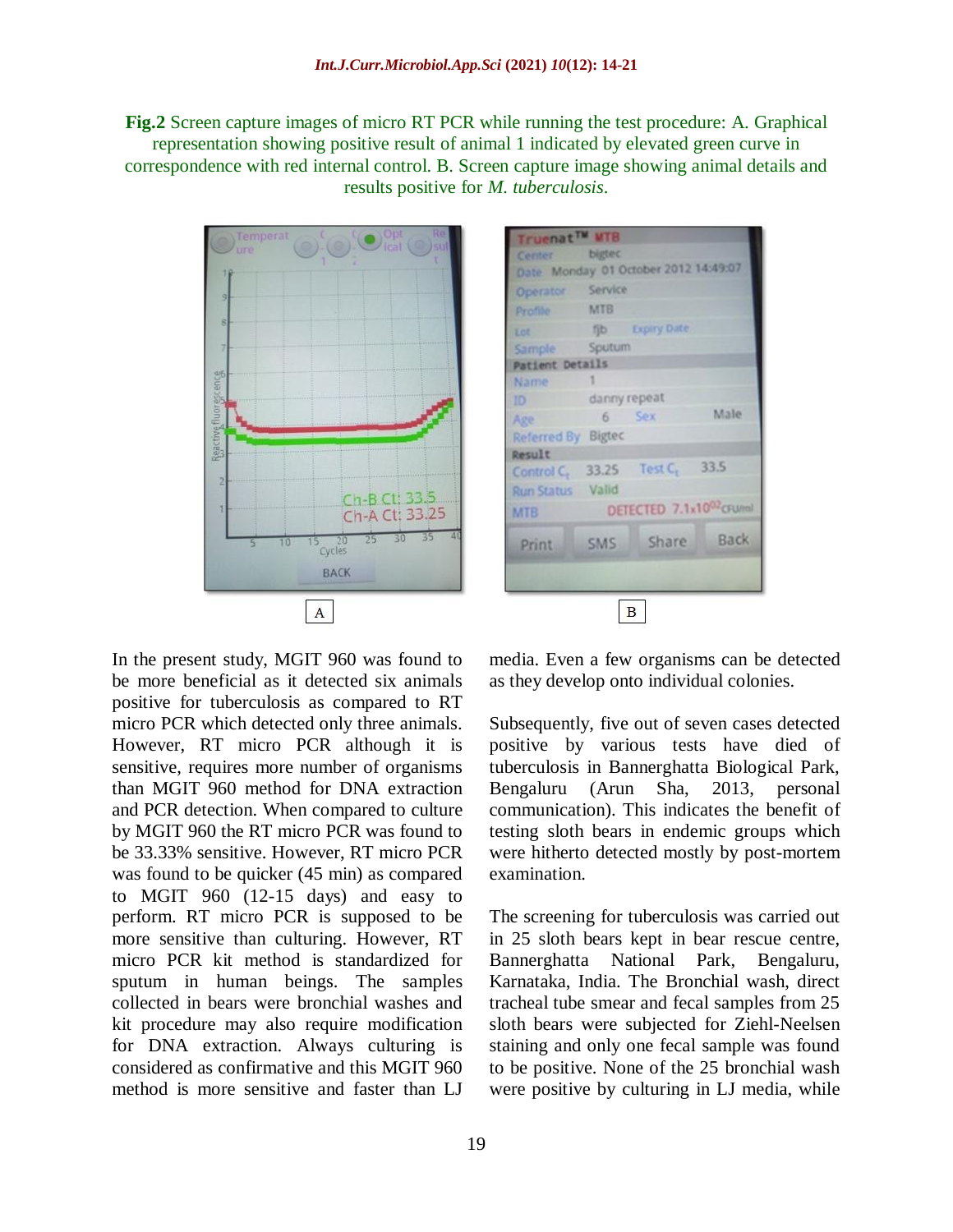**Fig.2** Screen capture images of micro RT PCR while running the test procedure: A. Graphical representation showing positive result of animal 1 indicated by elevated green curve in correspondence with red internal control. B. Screen capture image showing animal details and results positive for *M. tuberculosis*.

In the present study, MGIT 960 was found to be more beneficial as it detected six animals positive for tuberculosis as compared to RT micro PCR which detected only three animals. However, RT micro PCR although it is sensitive, requires more number of organisms than MGIT 960 method for DNA extraction and PCR detection. When compared to culture by MGIT 960 the RT micro PCR was found to be 33.33% sensitive. However, RT micro PCR was found to be quicker (45 min) as compared to MGIT 960 (12-15 days) and easy to perform. RT micro PCR is supposed to be more sensitive than culturing. However, RT micro PCR kit method is standardized for sputum in human beings. The samples collected in bears were bronchial washes and kit procedure may also require modification for DNA extraction. Always culturing is considered as confirmative and this MGIT 960 method is more sensitive and faster than LJ media. Even a few organisms can be detected as they develop onto individual colonies.

Subsequently, five out of seven cases detected positive by various tests have died of tuberculosis in Bannerghatta Biological Park, Bengaluru (Arun Sha, 2013, personal communication). This indicates the benefit of testing sloth bears in endemic groups which were hitherto detected mostly by post-mortem examination.

The screening for tuberculosis was carried out in 25 sloth bears kept in bear rescue centre, Bannerghatta National Park, Bengaluru, Karnataka, India. The Bronchial wash, direct tracheal tube smear and fecal samples from 25 sloth bears were subjected for Ziehl-Neelsen staining and only one fecal sample was found to be positive. None of the 25 bronchial wash were positive by culturing in LJ media, while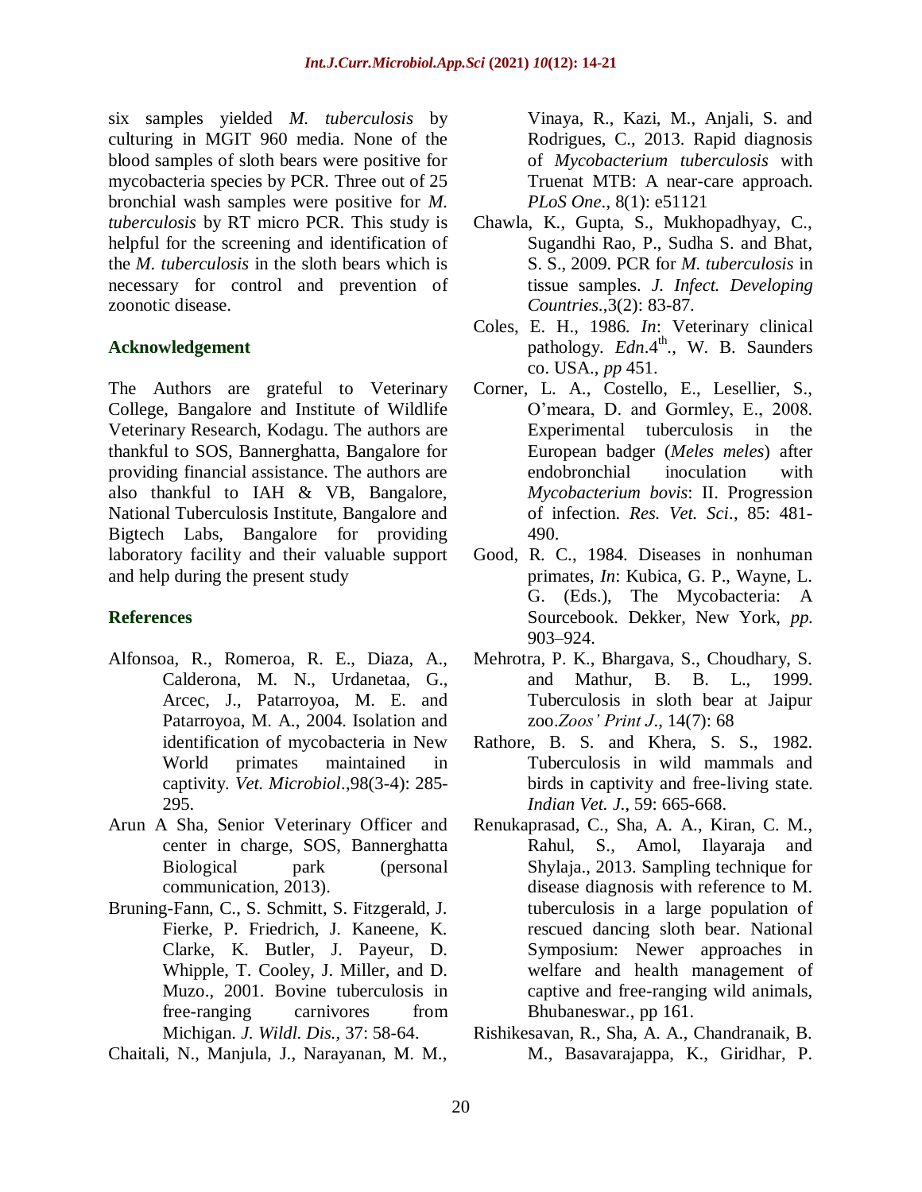six samples yielded *M. tuberculosis* by culturing in MGIT 960 media. None of the blood samples of sloth bears were positive for mycobacteria species by PCR. Three out of 25 bronchial wash samples were positive for *M. tuberculosis* by RT micro PCR. This study is helpful for the screening and identification of the *M. tuberculosis* in the sloth bears which is necessary for control and prevention of zoonotic disease.

## Acknowledgement

The Authors are grateful to Veterinary College, Bangalore and Institute of Wildlife Veterinary Research, Kodagu. The authors are thankful to SOS, Bannerghatta, Bangalore for providing financial assistance. The authors are also thankful to IAH & VB, Bangalore, National Tuberculosis Institute, Bangalore and Bigtech Labs, Bangalore for providing laboratory facility and their valuable support and help during the present study

## References

Alfonsoa, R., Romeroa, R. E., Diaza, A., Calderona, M. N., Urdanetaa, G., Arcec, J., Patarroyoa, M. E. and Patarroyoa, M. A., 2004. Isolation and identification of mycobacteria in New World primates maintained in captivity. *Vet. Microbiol*.,98(3-4): 285-295.

Arun A Sha, Senior Veterinary Officer and center in charge, SOS, Bannerghatta Biological park (personal communication, 2013).

Bruning-Fann, C., S. Schmitt, S. Fitzgerald, J. Fierke, P. Friedrich, J. Kaneene, K. Clarke, K. Butler, J. Payeur, D. Whipple, T. Cooley, J. Miller, and D. Muzo., 2001. Bovine tuberculosis in free-ranging carnivores from Michigan. *J. Wildl. Dis.*, 37: 58-64.

Chaitali, N., Manjula, J., Narayanan, M. M., Vinaya, R., Kazi, M., Anjali, S. and Rodrigues, C., 2013. Rapid diagnosis of *Mycobacterium tuberculosis* with Truenat MTB: A near-care approach. *PLoS One*., 8(1): e51121

Chawla, K., Gupta, S., Mukhopadhyay, C., Sugandhi Rao, P., Sudha S. and Bhat, S. S., 2009. PCR for *M. tuberculosis* in tissue samples. *J. Infect. Developing Countries*.,3(2): 83-87.

Coles, E. H., 1986. *In*: Veterinary clinical pathology. *Edn*.4th., W. B. Saunders co. USA., *pp* 451.

Corner, L. A., Costello, E., Lesellier, S., O'meara, D. and Gormley, E., 2008. Experimental tuberculosis in the European badger (*Meles meles*) after endobronchial inoculation with *Mycobacterium bovis*: II. Progression of infection. *Res. Vet. Sci*., 85: 481-490.

Good, R. C., 1984. Diseases in nonhuman primates, *In*: Kubica, G. P., Wayne, L. G. (Eds.), The Mycobacteria: A Sourcebook. Dekker, New York, *pp.* 903–924.

Mehrotra, P. K., Bhargava, S., Choudhary, S. and Mathur, B. B. L., 1999. Tuberculosis in sloth bear at Jaipur zoo.*Zoos' Print J*., 14(7): 68

Rathore, B. S. and Khera, S. S., 1982. Tuberculosis in wild mammals and birds in captivity and free-living state. *Indian Vet. J*., 59: 665-668.

Renukaprasad, C., Sha, A. A., Kiran, C. M., Rahul, S., Amol, Ilayaraja and Shylaja., 2013. Sampling technique for disease diagnosis with reference to M. tuberculosis in a large population of rescued dancing sloth bear. National Symposium: Newer approaches in welfare and health management of captive and free-ranging wild animals, Bhubaneswar., pp 161.

Rishikesavan, R., Sha, A. A., Chandranaik, B. M., Basavarajappa, K., Giridhar, P.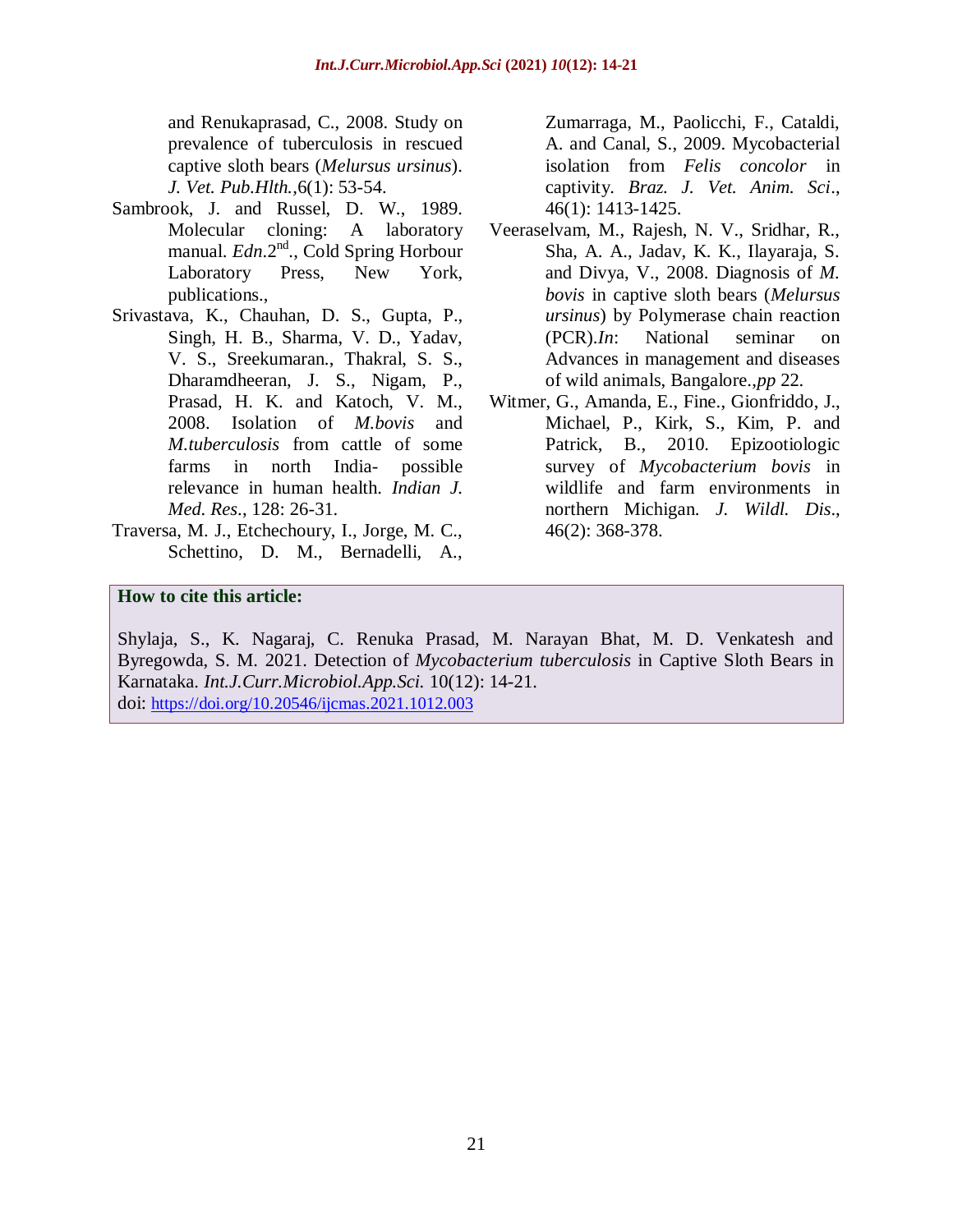and Renukaprasad, C., 2008. Study on prevalence of tuberculosis in rescued captive sloth bears (*Melursus ursinus*). *J. Vet. Pub.Hlth.*,6(1): 53-54.

Sambrook, J. and Russel, D. W., 1989. Molecular cloning: A laboratory manual. *Edn*.2nd., Cold Spring Horbour Laboratory Press, New York, publications.,

Srivastava, K., Chauhan, D. S., Gupta, P., Singh, H. B., Sharma, V. D., Yadav, V. S., Sreekumaran., Thakral, S. S., Dharamdheeran, J. S., Nigam, P., Prasad, H. K. and Katoch, V. M., 2008. Isolation of *M.bovis* and *M.tuberculosis* from cattle of some farms in north India- possible relevance in human health. *Indian J. Med. Res*., 128: 26-31.

Traversa, M. J., Etchechoury, I., Jorge, M. C., Schettino, D. M., Bernadelli, A., Zumarraga, M., Paolicchi, F., Cataldi, A. and Canal, S., 2009. Mycobacterial isolation from *Felis concolor* in captivity. *Braz. J. Vet. Anim. Sci*., 46(1): 1413-1425.

Veeraselvam, M., Rajesh, N. V., Sridhar, R., Sha, A. A., Jadav, K. K., Ilayaraja, S. and Divya, V., 2008. Diagnosis of *M. bovis* in captive sloth bears (*Melursus ursinus*) by Polymerase chain reaction (PCR).*In*: National seminar on Advances in management and diseases of wild animals, Bangalore.,*pp* 22.

Witmer, G., Amanda, E., Fine., Gionfriddo, J., Michael, P., Kirk, S., Kim, P. and Patrick, B., 2010. Epizootiologic survey of *Mycobacterium bovis* in wildlife and farm environments in northern Michigan. *J. Wildl. Dis*., 46(2): 368-378.

**How to cite this article:**

Shylaja, S., K. Nagaraj, C. Renuka Prasad, M. Narayan Bhat, M. D. Venkatesh and Byregowda, S. M. 2021. Detection of *Mycobacterium tuberculosis* in Captive Sloth Bears in Karnataka. *Int.J.Curr.Microbiol.App.Sci.* 10(12): 14-21.
doi: https://doi.org/10.20546/ijcmas.2021.1012.003